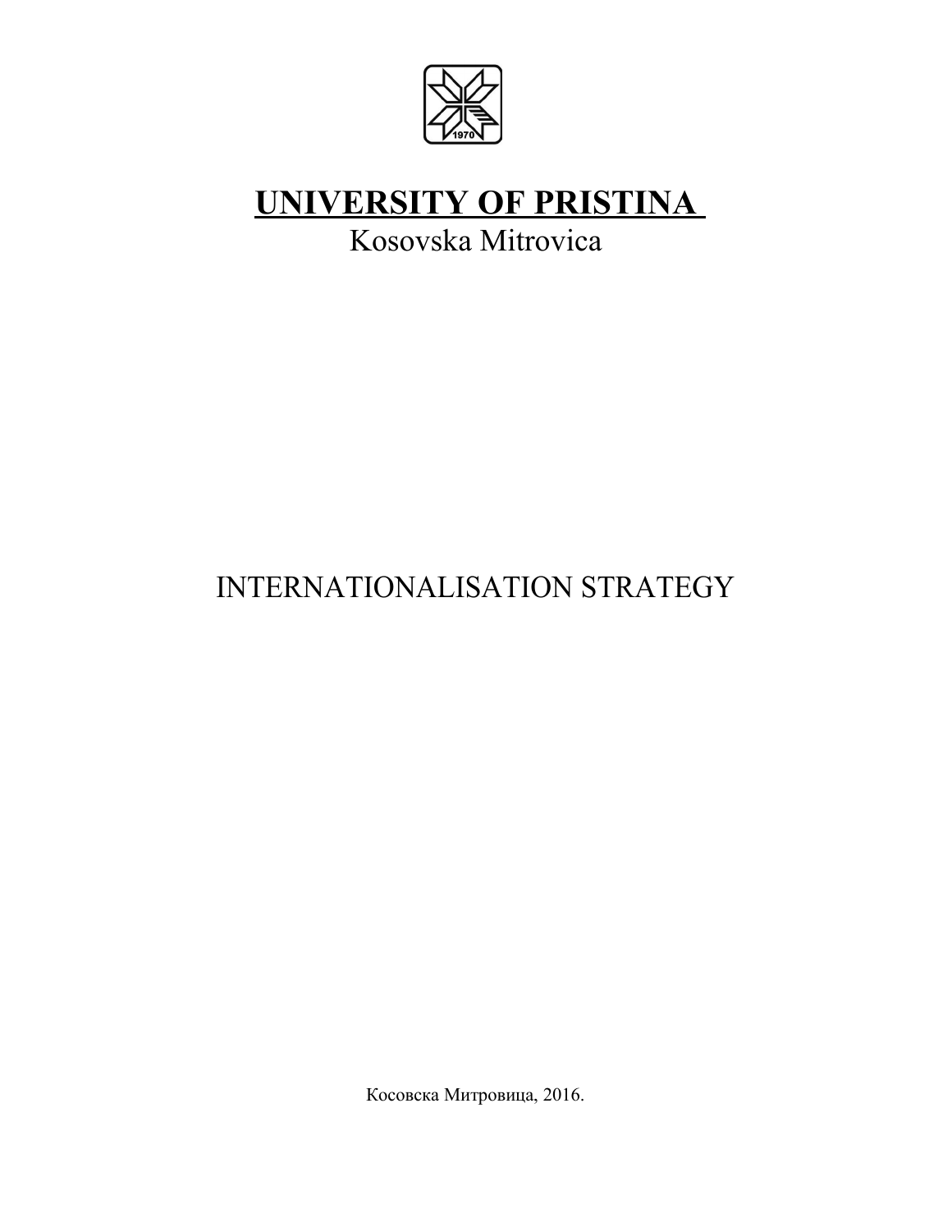# UNIVERSITY OF PRISTINA

Kosovska Mitrovica

INTERNATIONALISATION STRATEGY

Косовска Митровица, 2016.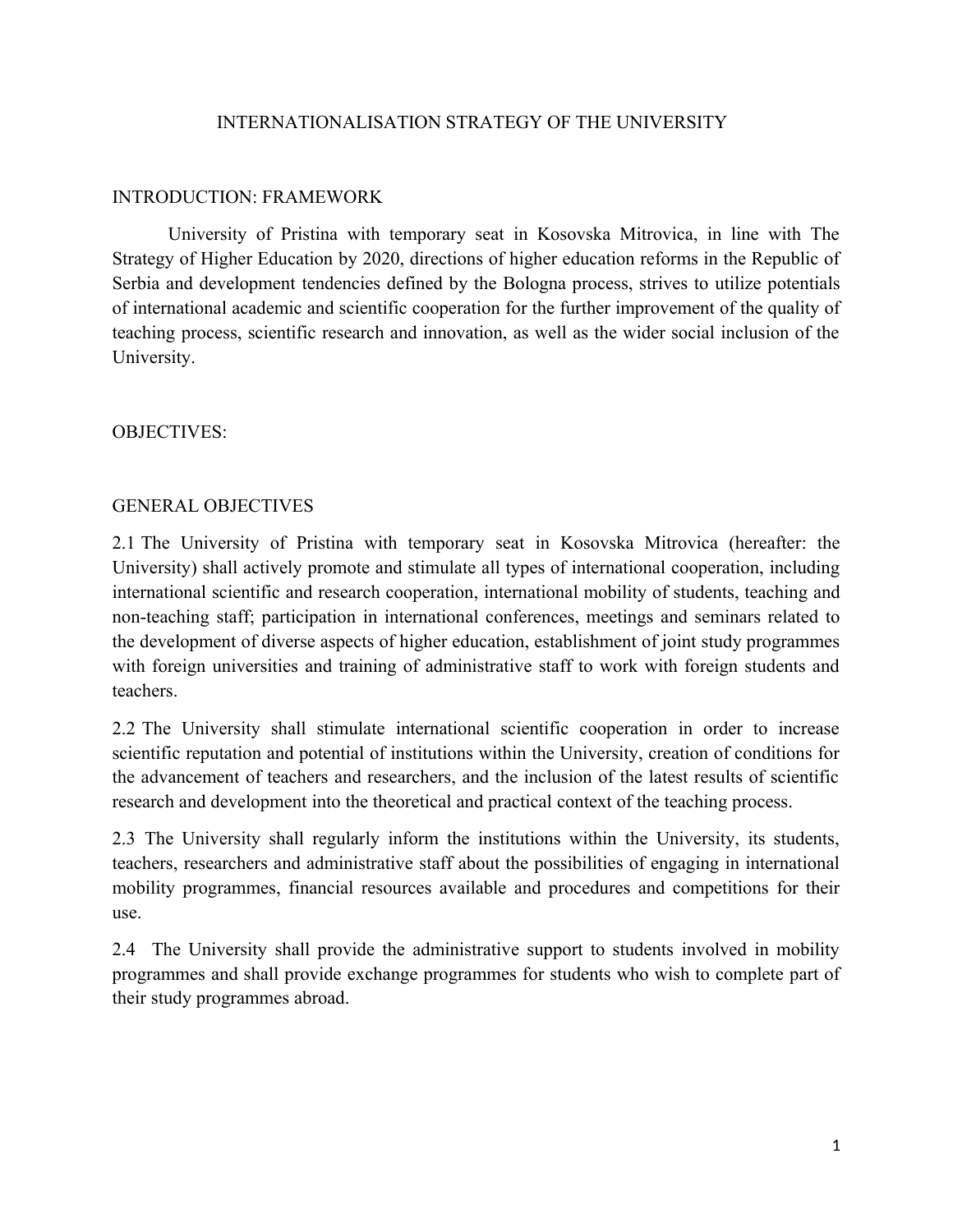# INTERNATIONALISATION STRATEGY OF THE UNIVERSITY

## INTRODUCTION: FRAMEWORK

University of Pristina with temporary seat in Kosovska Mitrovica, in line with The Strategy of Higher Education by 2020, directions of higher education reforms in the Republic of Serbia and development tendencies defined by the Bologna process, strives to utilize potentials of international academic and scientific cooperation for the further improvement of the quality of teaching process, scientific research and innovation, as well as the wider social inclusion of the University.

## OBJECTIVES:

### GENERAL OBJECTIVES

2.1 The University of Pristina with temporary seat in Kosovska Mitrovica (hereafter: the University) shall actively promote and stimulate all types of international cooperation, including international scientific and research cooperation, international mobility of students, teaching and non-teaching staff; participation in international conferences, meetings and seminars related to the development of diverse aspects of higher education, establishment of joint study programmes with foreign universities and training of administrative staff to work with foreign students and teachers.

2.2 The University shall stimulate international scientific cooperation in order to increase scientific reputation and potential of institutions within the University, creation of conditions for the advancement of teachers and researchers, and the inclusion of the latest results of scientific research and development into the theoretical and practical context of the teaching process.

2.3 The University shall regularly inform the institutions within the University, its students, teachers, researchers and administrative staff about the possibilities of engaging in international mobility programmes, financial resources available and procedures and competitions for their use.

2.4 The University shall provide the administrative support to students involved in mobility programmes and shall provide exchange programmes for students who wish to complete part of their study programmes abroad.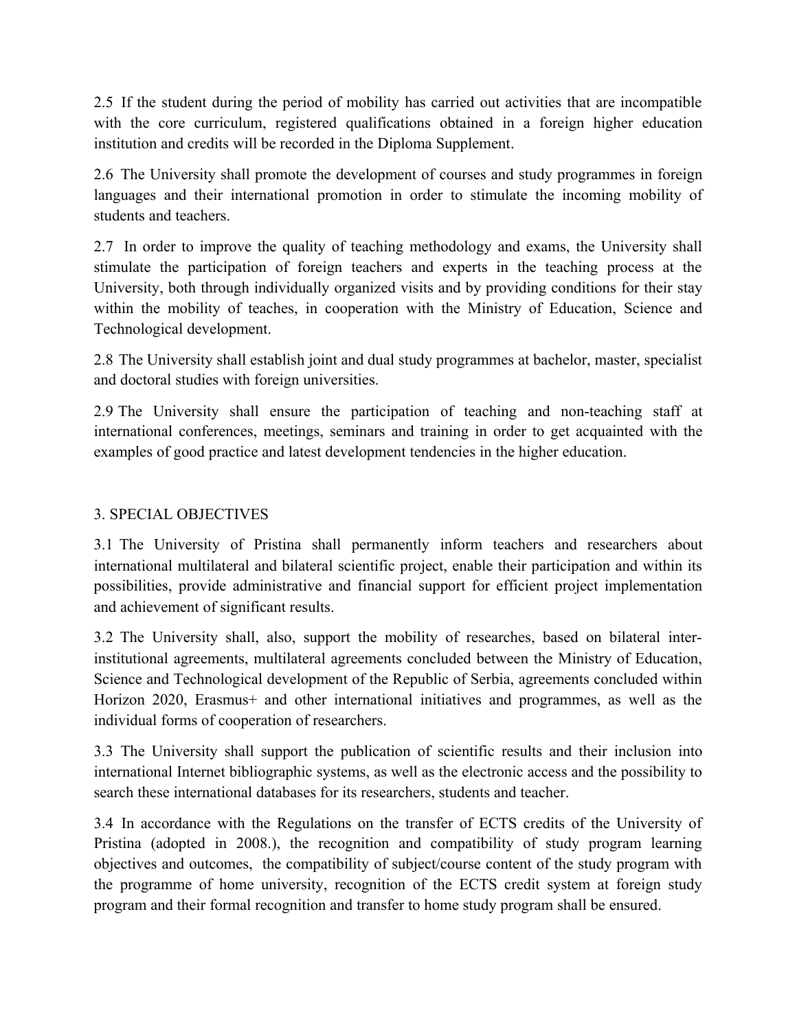2.5 If the student during the period of mobility has carried out activities that are incompatible with the core curriculum, registered qualifications obtained in a foreign higher education institution and credits will be recorded in the Diploma Supplement.

2.6 The University shall promote the development of courses and study programmes in foreign languages and their international promotion in order to stimulate the incoming mobility of students and teachers.

2.7 In order to improve the quality of teaching methodology and exams, the University shall stimulate the participation of foreign teachers and experts in the teaching process at the University, both through individually organized visits and by providing conditions for their stay within the mobility of teaches, in cooperation with the Ministry of Education, Science and Technological development.

2.8 The University shall establish joint and dual study programmes at bachelor, master, specialist and doctoral studies with foreign universities.

2.9 The University shall ensure the participation of teaching and non-teaching staff at international conferences, meetings, seminars and training in order to get acquainted with the examples of good practice and latest development tendencies in the higher education.

## 3. SPECIAL OBJECTIVES

3.1 The University of Pristina shall permanently inform teachers and researchers about international multilateral and bilateral scientific project, enable their participation and within its possibilities, provide administrative and financial support for efficient project implementation and achievement of significant results.

3.2 The University shall, also, support the mobility of researches, based on bilateral inter-institutional agreements, multilateral agreements concluded between the Ministry of Education, Science and Technological development of the Republic of Serbia, agreements concluded within Horizon 2020, Erasmus+ and other international initiatives and programmes, as well as the individual forms of cooperation of researchers.

3.3 The University shall support the publication of scientific results and their inclusion into international Internet bibliographic systems, as well as the electronic access and the possibility to search these international databases for its researchers, students and teacher.

3.4 In accordance with the Regulations on the transfer of ECTS credits of the University of Pristina (adopted in 2008.), the recognition and compatibility of study program learning objectives and outcomes, the compatibility of subject/course content of the study program with the programme of home university, recognition of the ECTS credit system at foreign study program and their formal recognition and transfer to home study program shall be ensured.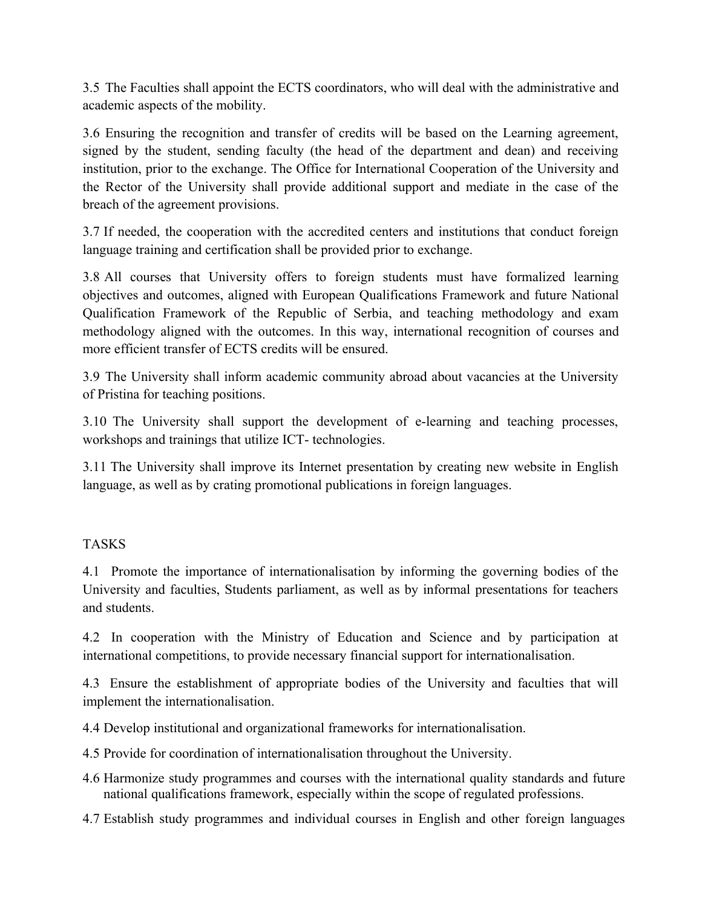3.5 The Faculties shall appoint the ECTS coordinators, who will deal with the administrative and academic aspects of the mobility.

3.6 Ensuring the recognition and transfer of credits will be based on the Learning agreement, signed by the student, sending faculty (the head of the department and dean) and receiving institution, prior to the exchange. The Office for International Cooperation of the University and the Rector of the University shall provide additional support and mediate in the case of the breach of the agreement provisions.

3.7 If needed, the cooperation with the accredited centers and institutions that conduct foreign language training and certification shall be provided prior to exchange.

3.8 All courses that University offers to foreign students must have formalized learning objectives and outcomes, aligned with European Qualifications Framework and future National Qualification Framework of the Republic of Serbia, and teaching methodology and exam methodology aligned with the outcomes. In this way, international recognition of courses and more efficient transfer of ECTS credits will be ensured.

3.9 The University shall inform academic community abroad about vacancies at the University of Pristina for teaching positions.

3.10 The University shall support the development of e-learning and teaching processes, workshops and trainings that utilize ICT- technologies.

3.11 The University shall improve its Internet presentation by creating new website in English language, as well as by crating promotional publications in foreign languages.

TASKS

4.1 Promote the importance of internationalisation by informing the governing bodies of the University and faculties, Students parliament, as well as by informal presentations for teachers and students.

4.2 In cooperation with the Ministry of Education and Science and by participation at international competitions, to provide necessary financial support for internationalisation.

4.3 Ensure the establishment of appropriate bodies of the University and faculties that will implement the internationalisation.

4.4 Develop institutional and organizational frameworks for internationalisation.

4.5 Provide for coordination of internationalisation throughout the University.

4.6 Harmonize study programmes and courses with the international quality standards and future national qualifications framework, especially within the scope of regulated professions.

4.7 Establish study programmes and individual courses in English and other foreign languages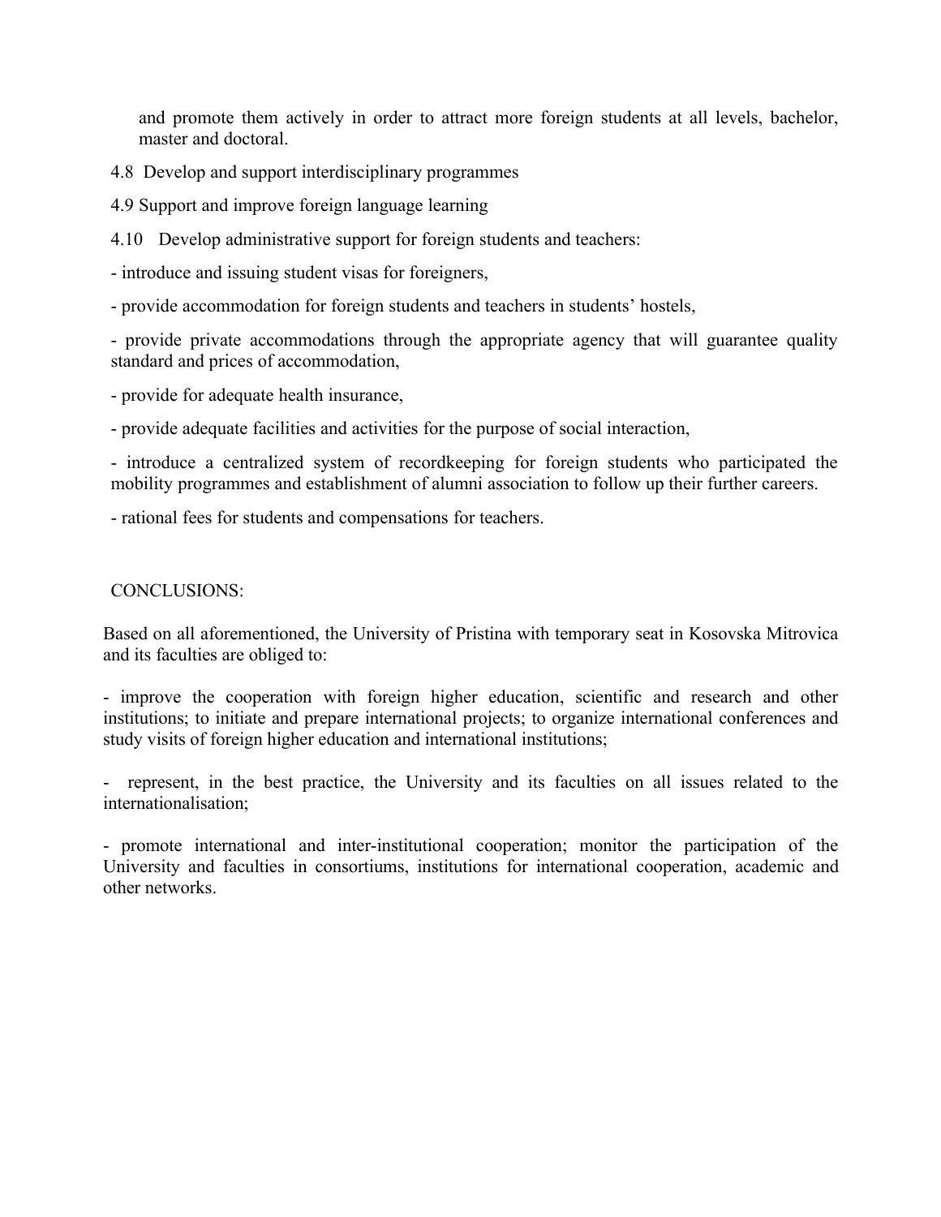and promote them actively in order to attract more foreign students at all levels, bachelor, master and doctoral.

4.8 Develop and support interdisciplinary programmes

4.9 Support and improve foreign language learning

4.10 Develop administrative support for foreign students and teachers:

- introduce and issuing student visas for foreigners,
- provide accommodation for foreign students and teachers in students' hostels,
- provide private accommodations through the appropriate agency that will guarantee quality standard and prices of accommodation,
- provide for adequate health insurance,
- provide adequate facilities and activities for the purpose of social interaction,
- introduce a centralized system of recordkeeping for foreign students who participated the mobility programmes and establishment of alumni association to follow up their further careers.
- rational fees for students and compensations for teachers.

CONCLUSIONS:

Based on all aforementioned, the University of Pristina with temporary seat in Kosovska Mitrovica and its faculties are obliged to:

- improve the cooperation with foreign higher education, scientific and research and other institutions; to initiate and prepare international projects; to organize international conferences and study visits of foreign higher education and international institutions;
- represent, in the best practice, the University and its faculties on all issues related to the internationalisation;
- promote international and inter-institutional cooperation; monitor the participation of the University and faculties in consortiums, institutions for international cooperation, academic and other networks.